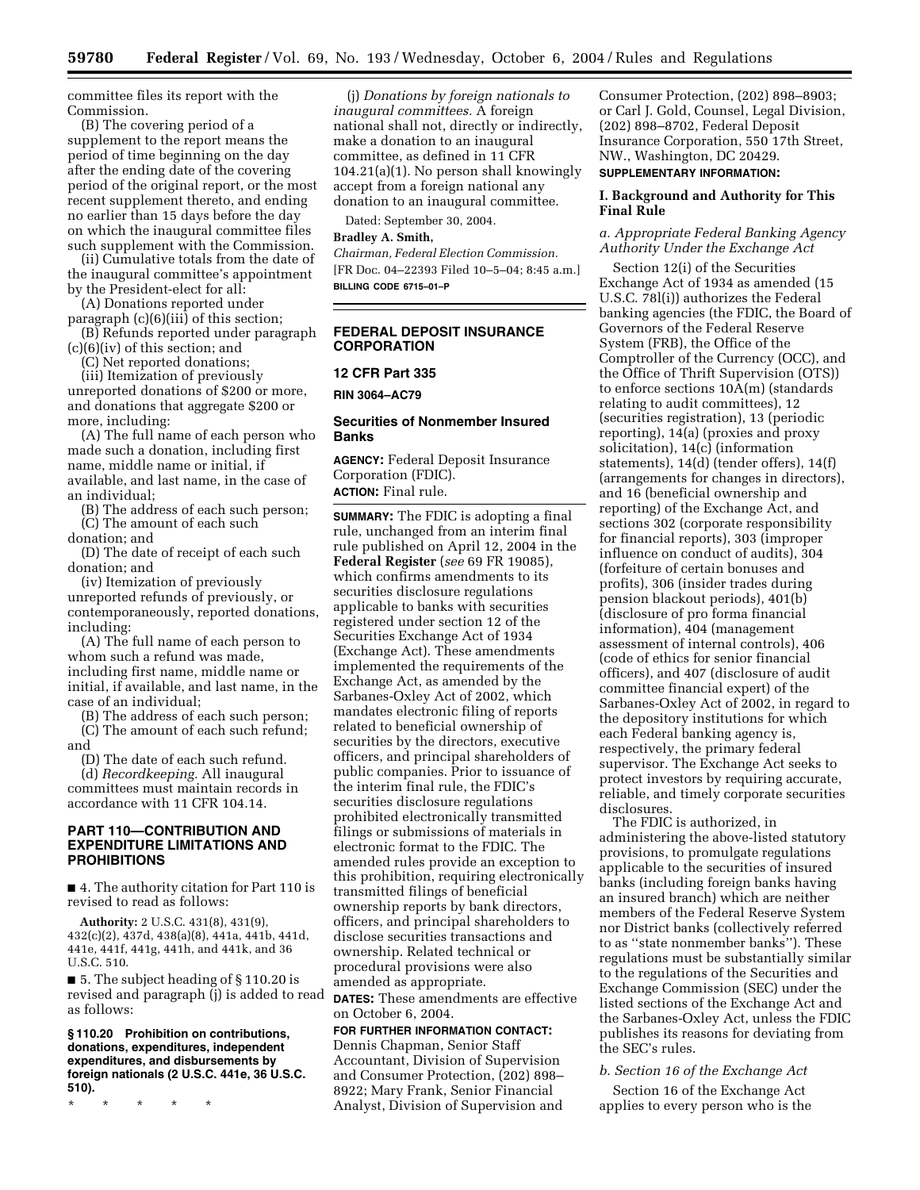committee files its report with the Commission.

(B) The covering period of a supplement to the report means the period of time beginning on the day after the ending date of the covering period of the original report, or the most recent supplement thereto, and ending no earlier than 15 days before the day on which the inaugural committee files such supplement with the Commission.

(ii) Cumulative totals from the date of the inaugural committee's appointment by the President-elect for all:

(A) Donations reported under paragraph (c)(6)(iii) of this section;

(B) Refunds reported under paragraph (c)(6)(iv) of this section; and

(C) Net reported donations;

(iii) Itemization of previously unreported donations of $200 or more, and donations that aggregate $200 or more, including:

(A) The full name of each person who made such a donation, including first name, middle name or initial, if available, and last name, in the case of an individual;

(B) The address of each such person;

(C) The amount of each such donation; and

(D) The date of receipt of each such donation; and

(iv) Itemization of previously unreported refunds of previously, or contemporaneously, reported donations, including:

(A) The full name of each person to whom such a refund was made, including first name, middle name or initial, if available, and last name, in the case of an individual;

(B) The address of each such person;

(C) The amount of each such refund; and

(D) The date of each such refund.

(d) *Recordkeeping.* All inaugural committees must maintain records in accordance with 11 CFR 104.14.

## PART 110—CONTRIBUTION AND EXPENDITURE LIMITATIONS AND PROHIBITIONS

■ 4. The authority citation for Part 110 is revised to read as follows:

**Authority:** 2 U.S.C. 431(8), 431(9), 432(c)(2), 437d, 438(a)(8), 441a, 441b, 441d, 441e, 441f, 441g, 441h, and 441k, and 36 U.S.C. 510.

■ 5. The subject heading of § 110.20 is revised and paragraph (j) is added to read as follows:

**§ 110.20 Prohibition on contributions, donations, expenditures, independent expenditures, and disbursements by foreign nationals (2 U.S.C. 441e, 36 U.S.C. 510).**

\* \* \* \* \*

(j) *Donations by foreign nationals to inaugural committees.* A foreign national shall not, directly or indirectly, make a donation to an inaugural committee, as defined in 11 CFR 104.21(a)(1). No person shall knowingly accept from a foreign national any donation to an inaugural committee.

Dated: September 30, 2004.

**Bradley A. Smith,**

*Chairman, Federal Election Commission.*

[FR Doc. 04–22393 Filed 10–5–04; 8:45 a.m.]

**BILLING CODE 6715–01–P**

## FEDERAL DEPOSIT INSURANCE CORPORATION

### 12 CFR Part 335

### RIN 3064–AC79

## Securities of Nonmember Insured Banks

**AGENCY:** Federal Deposit Insurance Corporation (FDIC).

**ACTION:** Final rule.

**SUMMARY:** The FDIC is adopting a final rule, unchanged from an interim final rule published on April 12, 2004 in the **Federal Register** (*see* 69 FR 19085), which confirms amendments to its securities disclosure regulations applicable to banks with securities registered under section 12 of the Securities Exchange Act of 1934 (Exchange Act). These amendments implemented the requirements of the Exchange Act, as amended by the Sarbanes-Oxley Act of 2002, which mandates electronic filing of reports related to beneficial ownership of securities by the directors, executive officers, and principal shareholders of public companies. Prior to issuance of the interim final rule, the FDIC's securities disclosure regulations prohibited electronically transmitted filings or submissions of materials in electronic format to the FDIC. The amended rules provide an exception to this prohibition, requiring electronically transmitted filings of beneficial ownership reports by bank directors, officers, and principal shareholders to disclose securities transactions and ownership. Related technical or procedural provisions were also amended as appropriate.

**DATES:** These amendments are effective on October 6, 2004.

**FOR FURTHER INFORMATION CONTACT:** Dennis Chapman, Senior Staff Accountant, Division of Supervision and Consumer Protection, (202) 898–8922; Mary Frank, Senior Financial Analyst, Division of Supervision and Consumer Protection, (202) 898–8903; or Carl J. Gold, Counsel, Legal Division, (202) 898–8702, Federal Deposit Insurance Corporation, 550 17th Street, NW., Washington, DC 20429.

**SUPPLEMENTARY INFORMATION:**

### I. Background and Authority for This Final Rule

#### *a. Appropriate Federal Banking Agency Authority Under the Exchange Act*

Section 12(i) of the Securities Exchange Act of 1934 as amended (15 U.S.C. 78l(i)) authorizes the Federal banking agencies (the FDIC, the Board of Governors of the Federal Reserve System (FRB), the Office of the Comptroller of the Currency (OCC), and the Office of Thrift Supervision (OTS)) to enforce sections 10A(m) (standards relating to audit committees), 12 (securities registration), 13 (periodic reporting), 14(a) (proxies and proxy solicitation), 14(c) (information statements), 14(d) (tender offers), 14(f) (arrangements for changes in directors), and 16 (beneficial ownership and reporting) of the Exchange Act, and sections 302 (corporate responsibility for financial reports), 303 (improper influence on conduct of audits), 304 (forfeiture of certain bonuses and profits), 306 (insider trades during pension blackout periods), 401(b) (disclosure of pro forma financial information), 404 (management assessment of internal controls), 406 (code of ethics for senior financial officers), and 407 (disclosure of audit committee financial expert) of the Sarbanes-Oxley Act of 2002, in regard to the depository institutions for which each Federal banking agency is, respectively, the primary federal supervisor. The Exchange Act seeks to protect investors by requiring accurate, reliable, and timely corporate securities disclosures.

The FDIC is authorized, in administering the above-listed statutory provisions, to promulgate regulations applicable to the securities of insured banks (including foreign banks having an insured branch) which are neither members of the Federal Reserve System nor District banks (collectively referred to as ''state nonmember banks''). These regulations must be substantially similar to the regulations of the Securities and Exchange Commission (SEC) under the listed sections of the Exchange Act and the Sarbanes-Oxley Act, unless the FDIC publishes its reasons for deviating from the SEC's rules.

#### *b. Section 16 of the Exchange Act*

Section 16 of the Exchange Act applies to every person who is the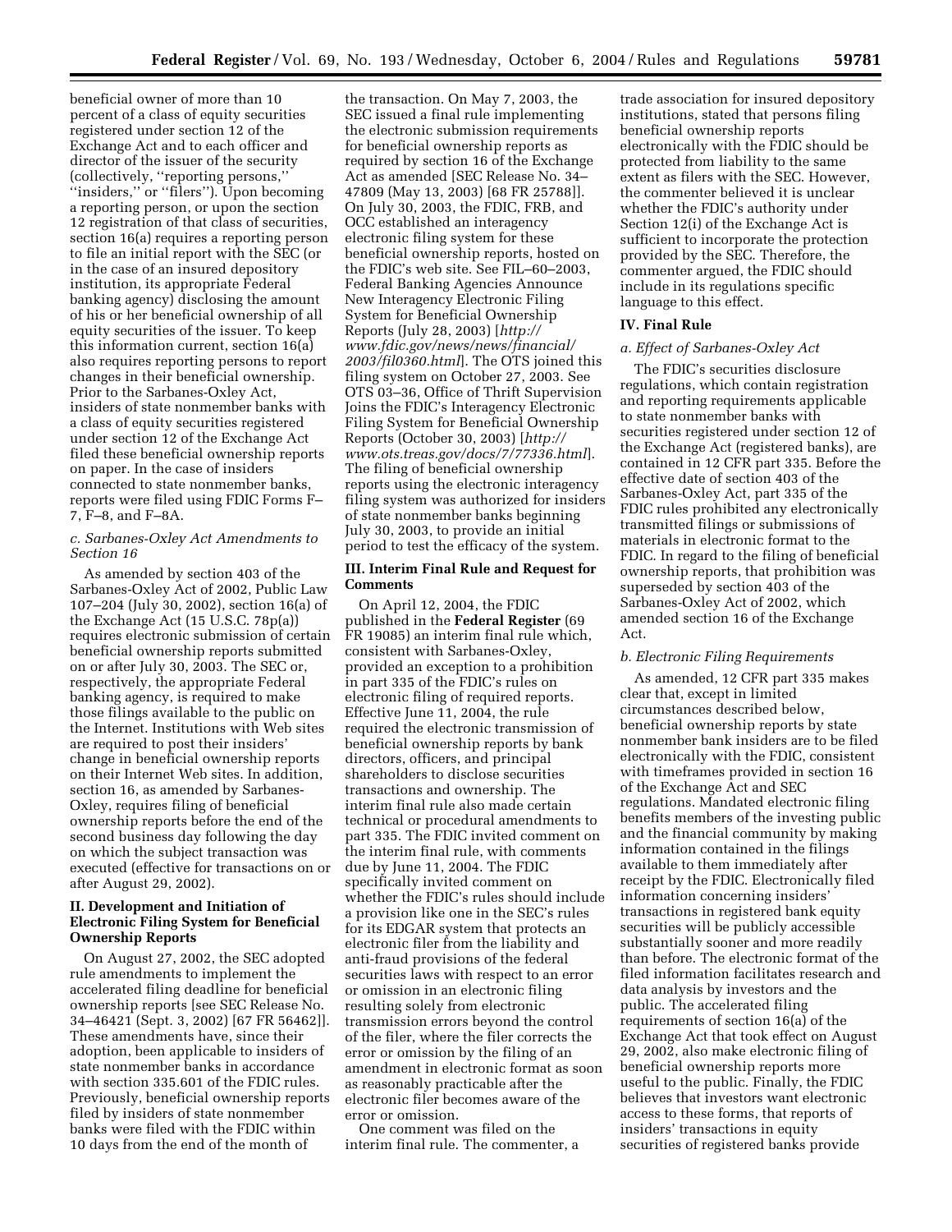beneficial owner of more than 10 percent of a class of equity securities registered under section 12 of the Exchange Act and to each officer and director of the issuer of the security (collectively, "reporting persons," "insiders," or "filers"). Upon becoming a reporting person, or upon the section 12 registration of that class of securities, section 16(a) requires a reporting person to file an initial report with the SEC (or in the case of an insured depository institution, its appropriate Federal banking agency) disclosing the amount of his or her beneficial ownership of all equity securities of the issuer. To keep this information current, section 16(a) also requires reporting persons to report changes in their beneficial ownership. Prior to the Sarbanes-Oxley Act, insiders of state nonmember banks with a class of equity securities registered under section 12 of the Exchange Act filed these beneficial ownership reports on paper. In the case of insiders connected to state nonmember banks, reports were filed using FDIC Forms F–7, F–8, and F–8A.

### *c. Sarbanes-Oxley Act Amendments to Section 16*

As amended by section 403 of the Sarbanes-Oxley Act of 2002, Public Law 107–204 (July 30, 2002), section 16(a) of the Exchange Act (15 U.S.C. 78p(a)) requires electronic submission of certain beneficial ownership reports submitted on or after July 30, 2003. The SEC or, respectively, the appropriate Federal banking agency, is required to make those filings available to the public on the Internet. Institutions with Web sites are required to post their insiders' change in beneficial ownership reports on their Internet Web sites. In addition, section 16, as amended by Sarbanes-Oxley, requires filing of beneficial ownership reports before the end of the second business day following the day on which the subject transaction was executed (effective for transactions on or after August 29, 2002).

## II. Development and Initiation of Electronic Filing System for Beneficial Ownership Reports

On August 27, 2002, the SEC adopted rule amendments to implement the accelerated filing deadline for beneficial ownership reports [see SEC Release No. 34–46421 (Sept. 3, 2002) [67 FR 56462]]. These amendments have, since their adoption, been applicable to insiders of state nonmember banks in accordance with section 335.601 of the FDIC rules. Previously, beneficial ownership reports filed by insiders of state nonmember banks were filed with the FDIC within 10 days from the end of the month of the transaction. On May 7, 2003, the SEC issued a final rule implementing the electronic submission requirements for beneficial ownership reports as required by section 16 of the Exchange Act as amended [SEC Release No. 34–47809 (May 13, 2003) [68 FR 25788]]. On July 30, 2003, the FDIC, FRB, and OCC established an interagency electronic filing system for these beneficial ownership reports, hosted on the FDIC's web site. See FIL–60–2003, Federal Banking Agencies Announce New Interagency Electronic Filing System for Beneficial Ownership Reports (July 28, 2003) [*http://www.fdic.gov/news/news/financial/2003/fil0360.html*]. The OTS joined this filing system on October 27, 2003. See OTS 03–36, Office of Thrift Supervision Joins the FDIC's Interagency Electronic Filing System for Beneficial Ownership Reports (October 30, 2003) [*http://www.ots.treas.gov/docs/7/77336.html*]. The filing of beneficial ownership reports using the electronic interagency filing system was authorized for insiders of state nonmember banks beginning July 30, 2003, to provide an initial period to test the efficacy of the system.

## III. Interim Final Rule and Request for Comments

On April 12, 2004, the FDIC published in the **Federal Register** (69 FR 19085) an interim final rule which, consistent with Sarbanes-Oxley, provided an exception to a prohibition in part 335 of the FDIC's rules on electronic filing of required reports. Effective June 11, 2004, the rule required the electronic transmission of beneficial ownership reports by bank directors, officers, and principal shareholders to disclose securities transactions and ownership. The interim final rule also made certain technical or procedural amendments to part 335. The FDIC invited comment on the interim final rule, with comments due by June 11, 2004. The FDIC specifically invited comment on whether the FDIC's rules should include a provision like one in the SEC's rules for its EDGAR system that protects an electronic filer from the liability and anti-fraud provisions of the federal securities laws with respect to an error or omission in an electronic filing resulting solely from electronic transmission errors beyond the control of the filer, where the filer corrects the error or omission by the filing of an amendment in electronic format as soon as reasonably practicable after the electronic filer becomes aware of the error or omission.

One comment was filed on the interim final rule. The commenter, a trade association for insured depository institutions, stated that persons filing beneficial ownership reports electronically with the FDIC should be protected from liability to the same extent as filers with the SEC. However, the commenter believed it is unclear whether the FDIC's authority under Section 12(i) of the Exchange Act is sufficient to incorporate the protection provided by the SEC. Therefore, the commenter argued, the FDIC should include in its regulations specific language to this effect.

## IV. Final Rule

### *a. Effect of Sarbanes-Oxley Act*

The FDIC's securities disclosure regulations, which contain registration and reporting requirements applicable to state nonmember banks with securities registered under section 12 of the Exchange Act (registered banks), are contained in 12 CFR part 335. Before the effective date of section 403 of the Sarbanes-Oxley Act, part 335 of the FDIC rules prohibited any electronically transmitted filings or submissions of materials in electronic format to the FDIC. In regard to the filing of beneficial ownership reports, that prohibition was superseded by section 403 of the Sarbanes-Oxley Act of 2002, which amended section 16 of the Exchange Act.

### *b. Electronic Filing Requirements*

As amended, 12 CFR part 335 makes clear that, except in limited circumstances described below, beneficial ownership reports by state nonmember bank insiders are to be filed electronically with the FDIC, consistent with timeframes provided in section 16 of the Exchange Act and SEC regulations. Mandated electronic filing benefits members of the investing public and the financial community by making information contained in the filings available to them immediately after receipt by the FDIC. Electronically filed information concerning insiders' transactions in registered bank equity securities will be publicly accessible substantially sooner and more readily than before. The electronic format of the filed information facilitates research and data analysis by investors and the public. The accelerated filing requirements of section 16(a) of the Exchange Act that took effect on August 29, 2002, also make electronic filing of beneficial ownership reports more useful to the public. Finally, the FDIC believes that investors want electronic access to these forms, that reports of insiders' transactions in equity securities of registered banks provide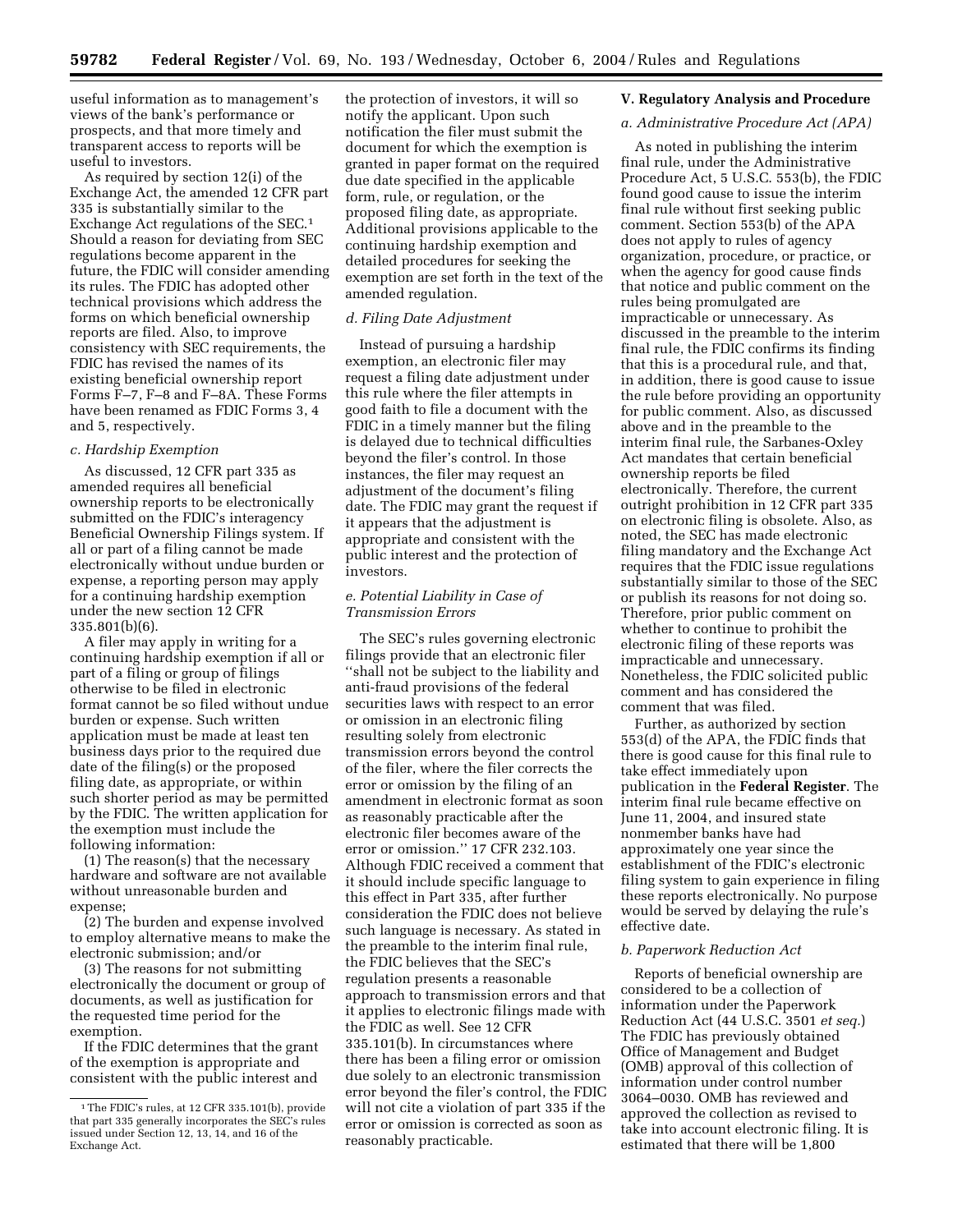useful information as to management's views of the bank's performance or prospects, and that more timely and transparent access to reports will be useful to investors.

As required by section 12(i) of the Exchange Act, the amended 12 CFR part 335 is substantially similar to the Exchange Act regulations of the SEC.[1] Should a reason for deviating from SEC regulations become apparent in the future, the FDIC will consider amending its rules. The FDIC has adopted other technical provisions which address the forms on which beneficial ownership reports are filed. Also, to improve consistency with SEC requirements, the FDIC has revised the names of its existing beneficial ownership report Forms F–7, F–8 and F–8A. These Forms have been renamed as FDIC Forms 3, 4 and 5, respectively.

*c. Hardship Exemption*

As discussed, 12 CFR part 335 as amended requires all beneficial ownership reports to be electronically submitted on the FDIC's interagency Beneficial Ownership Filings system. If all or part of a filing cannot be made electronically without undue burden or expense, a reporting person may apply for a continuing hardship exemption under the new section 12 CFR 335.801(b)(6).

A filer may apply in writing for a continuing hardship exemption if all or part of a filing or group of filings otherwise to be filed in electronic format cannot be so filed without undue burden or expense. Such written application must be made at least ten business days prior to the required due date of the filing(s) or the proposed filing date, as appropriate, or within such shorter period as may be permitted by the FDIC. The written application for the exemption must include the following information:

(1) The reason(s) that the necessary hardware and software are not available without unreasonable burden and expense;

(2) The burden and expense involved to employ alternative means to make the electronic submission; and/or

(3) The reasons for not submitting electronically the document or group of documents, as well as justification for the requested time period for the exemption.

If the FDIC determines that the grant of the exemption is appropriate and consistent with the public interest and the protection of investors, it will so notify the applicant. Upon such notification the filer must submit the document for which the exemption is granted in paper format on the required due date specified in the applicable form, rule, or regulation, or the proposed filing date, as appropriate. Additional provisions applicable to the continuing hardship exemption and detailed procedures for seeking the exemption are set forth in the text of the amended regulation.

*d. Filing Date Adjustment*

Instead of pursuing a hardship exemption, an electronic filer may request a filing date adjustment under this rule where the filer attempts in good faith to file a document with the FDIC in a timely manner but the filing is delayed due to technical difficulties beyond the filer's control. In those instances, the filer may request an adjustment of the document's filing date. The FDIC may grant the request if it appears that the adjustment is appropriate and consistent with the public interest and the protection of investors.

*e. Potential Liability in Case of Transmission Errors*

The SEC's rules governing electronic filings provide that an electronic filer ''shall not be subject to the liability and anti-fraud provisions of the federal securities laws with respect to an error or omission in an electronic filing resulting solely from electronic transmission errors beyond the control of the filer, where the filer corrects the error or omission by the filing of an amendment in electronic format as soon as reasonably practicable after the electronic filer becomes aware of the error or omission.'' 17 CFR 232.103. Although FDIC received a comment that it should include specific language to this effect in Part 335, after further consideration the FDIC does not believe such language is necessary. As stated in the preamble to the interim final rule, the FDIC believes that the SEC's regulation presents a reasonable approach to transmission errors and that it applies to electronic filings made with the FDIC as well. See 12 CFR 335.101(b). In circumstances where there has been a filing error or omission due solely to an electronic transmission error beyond the filer's control, the FDIC will not cite a violation of part 335 if the error or omission is corrected as soon as reasonably practicable.

## V. Regulatory Analysis and Procedure

*a. Administrative Procedure Act (APA)*

As noted in publishing the interim final rule, under the Administrative Procedure Act, 5 U.S.C. 553(b), the FDIC found good cause to issue the interim final rule without first seeking public comment. Section 553(b) of the APA does not apply to rules of agency organization, procedure, or practice, or when the agency for good cause finds that notice and public comment on the rules being promulgated are impracticable or unnecessary. As discussed in the preamble to the interim final rule, the FDIC confirms its finding that this is a procedural rule, and that, in addition, there is good cause to issue the rule before providing an opportunity for public comment. Also, as discussed above and in the preamble to the interim final rule, the Sarbanes-Oxley Act mandates that certain beneficial ownership reports be filed electronically. Therefore, the current outright prohibition in 12 CFR part 335 on electronic filing is obsolete. Also, as noted, the SEC has made electronic filing mandatory and the Exchange Act requires that the FDIC issue regulations substantially similar to those of the SEC or publish its reasons for not doing so. Therefore, prior public comment on whether to continue to prohibit the electronic filing of these reports was impracticable and unnecessary. Nonetheless, the FDIC solicited public comment and has considered the comment that was filed.

Further, as authorized by section 553(d) of the APA, the FDIC finds that there is good cause for this final rule to take effect immediately upon publication in the **Federal Register**. The interim final rule became effective on June 11, 2004, and insured state nonmember banks have had approximately one year since the establishment of the FDIC's electronic filing system to gain experience in filing these reports electronically. No purpose would be served by delaying the rule's effective date.

*b. Paperwork Reduction Act*

Reports of beneficial ownership are considered to be a collection of information under the Paperwork Reduction Act (44 U.S.C. 3501 *et seq.*) The FDIC has previously obtained Office of Management and Budget (OMB) approval of this collection of information under control number 3064–0030. OMB has reviewed and approved the collection as revised to take into account electronic filing. It is estimated that there will be 1,800

---

[1] The FDIC's rules, at 12 CFR 335.101(b), provide that part 335 generally incorporates the SEC's rules issued under Section 12, 13, 14, and 16 of the Exchange Act.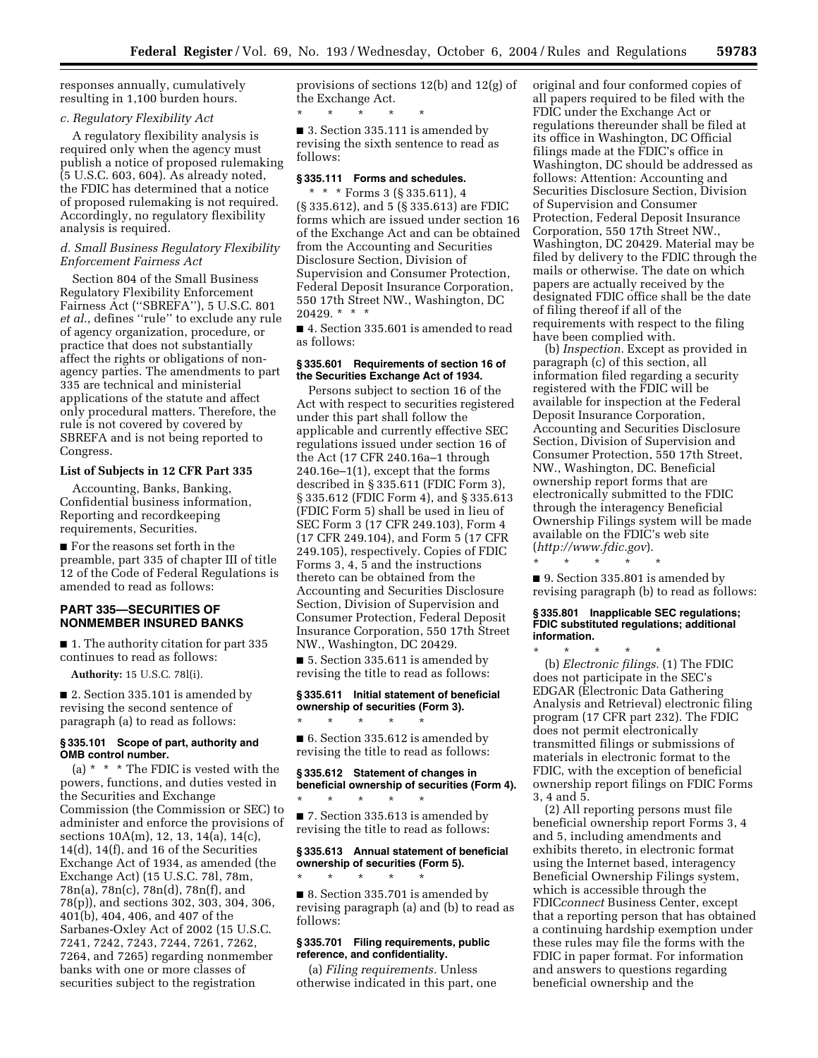responses annually, cumulatively resulting in 1,100 burden hours.

*c. Regulatory Flexibility Act*

A regulatory flexibility analysis is required only when the agency must publish a notice of proposed rulemaking (5 U.S.C. 603, 604). As already noted, the FDIC has determined that a notice of proposed rulemaking is not required. Accordingly, no regulatory flexibility analysis is required.

*d. Small Business Regulatory Flexibility Enforcement Fairness Act*

Section 804 of the Small Business Regulatory Flexibility Enforcement Fairness Act (''SBREFA''), 5 U.S.C. 801 *et al.*, defines ''rule'' to exclude any rule of agency organization, procedure, or practice that does not substantially affect the rights or obligations of non-agency parties. The amendments to part 335 are technical and ministerial applications of the statute and affect only procedural matters. Therefore, the rule is not covered by covered by SBREFA and is not being reported to Congress.

**List of Subjects in 12 CFR Part 335**

Accounting, Banks, Banking, Confidential business information, Reporting and recordkeeping requirements, Securities.

■ For the reasons set forth in the preamble, part 335 of chapter III of title 12 of the Code of Federal Regulations is amended to read as follows:

## PART 335—SECURITIES OF NONMEMBER INSURED BANKS

■ 1. The authority citation for part 335 continues to read as follows:

**Authority:** 15 U.S.C. 78l(i).

■ 2. Section 335.101 is amended by revising the second sentence of paragraph (a) to read as follows:

### § 335.101 Scope of part, authority and OMB control number.

(a) * * * The FDIC is vested with the powers, functions, and duties vested in the Securities and Exchange Commission (the Commission or SEC) to administer and enforce the provisions of sections 10A(m), 12, 13, 14(a), 14(c), 14(d), 14(f), and 16 of the Securities Exchange Act of 1934, as amended (the Exchange Act) (15 U.S.C. 78l, 78m, 78n(a), 78n(c), 78n(d), 78n(f), and 78(p)), and sections 302, 303, 304, 306, 401(b), 404, 406, and 407 of the Sarbanes-Oxley Act of 2002 (15 U.S.C. 7241, 7242, 7243, 7244, 7261, 7262, 7264, and 7265) regarding nonmember banks with one or more classes of securities subject to the registration provisions of sections 12(b) and 12(g) of the Exchange Act.

\* \* \* \* \*

■ 3. Section 335.111 is amended by revising the sixth sentence to read as follows:

### § 335.111 Forms and schedules.

\* \* \* Forms 3 (§ 335.611), 4 (§ 335.612), and 5 (§ 335.613) are FDIC forms which are issued under section 16 of the Exchange Act and can be obtained from the Accounting and Securities Disclosure Section, Division of Supervision and Consumer Protection, Federal Deposit Insurance Corporation, 550 17th Street NW., Washington, DC 20429. * * *

■ 4. Section 335.601 is amended to read as follows:

### § 335.601 Requirements of section 16 of the Securities Exchange Act of 1934.

Persons subject to section 16 of the Act with respect to securities registered under this part shall follow the applicable and currently effective SEC regulations issued under section 16 of the Act (17 CFR 240.16a–1 through 240.16e–1(1), except that the forms described in § 335.611 (FDIC Form 3), § 335.612 (FDIC Form 4), and § 335.613 (FDIC Form 5) shall be used in lieu of SEC Form 3 (17 CFR 249.103), Form 4 (17 CFR 249.104), and Form 5 (17 CFR 249.105), respectively. Copies of FDIC Forms 3, 4, 5 and the instructions thereto can be obtained from the Accounting and Securities Disclosure Section, Division of Supervision and Consumer Protection, Federal Deposit Insurance Corporation, 550 17th Street NW., Washington, DC 20429.

■ 5. Section 335.611 is amended by revising the title to read as follows:

### § 335.611 Initial statement of beneficial ownership of securities (Form 3).

\* \* \* \* \*

■ 6. Section 335.612 is amended by revising the title to read as follows:

### § 335.612 Statement of changes in beneficial ownership of securities (Form 4).

\* \* \* \* \*

■ 7. Section 335.613 is amended by revising the title to read as follows:

### § 335.613 Annual statement of beneficial ownership of securities (Form 5).

\* \* \* \* \*

■ 8. Section 335.701 is amended by revising paragraph (a) and (b) to read as follows:

### § 335.701 Filing requirements, public reference, and confidentiality.

(a) *Filing requirements.* Unless otherwise indicated in this part, one original and four conformed copies of all papers required to be filed with the FDIC under the Exchange Act or regulations thereunder shall be filed at its office in Washington, DC Official filings made at the FDIC's office in Washington, DC should be addressed as follows: Attention: Accounting and Securities Disclosure Section, Division of Supervision and Consumer Protection, Federal Deposit Insurance Corporation, 550 17th Street NW., Washington, DC 20429. Material may be filed by delivery to the FDIC through the mails or otherwise. The date on which papers are actually received by the designated FDIC office shall be the date of filing thereof if all of the requirements with respect to the filing have been complied with.

(b) *Inspection.* Except as provided in paragraph (c) of this section, all information filed regarding a security registered with the FDIC will be available for inspection at the Federal Deposit Insurance Corporation, Accounting and Securities Disclosure Section, Division of Supervision and Consumer Protection, 550 17th Street, NW., Washington, DC. Beneficial ownership report forms that are electronically submitted to the FDIC through the interagency Beneficial Ownership Filings system will be made available on the FDIC's web site (*http://www.fdic.gov*).

\* \* \* \* \*

■ 9. Section 335.801 is amended by revising paragraph (b) to read as follows:

### § 335.801 Inapplicable SEC regulations; FDIC substituted regulations; additional information.

\* \* \* \* \*

(b) *Electronic filings.* (1) The FDIC does not participate in the SEC's EDGAR (Electronic Data Gathering Analysis and Retrieval) electronic filing program (17 CFR part 232). The FDIC does not permit electronically transmitted filings or submissions of materials in electronic format to the FDIC, with the exception of beneficial ownership report filings on FDIC Forms 3, 4 and 5.

(2) All reporting persons must file beneficial ownership report Forms 3, 4 and 5, including amendments and exhibits thereto, in electronic format using the Internet based, interagency Beneficial Ownership Filings system, which is accessible through the FDIC*connect* Business Center, except that a reporting person that has obtained a continuing hardship exemption under these rules may file the forms with the FDIC in paper format. For information and answers to questions regarding beneficial ownership and the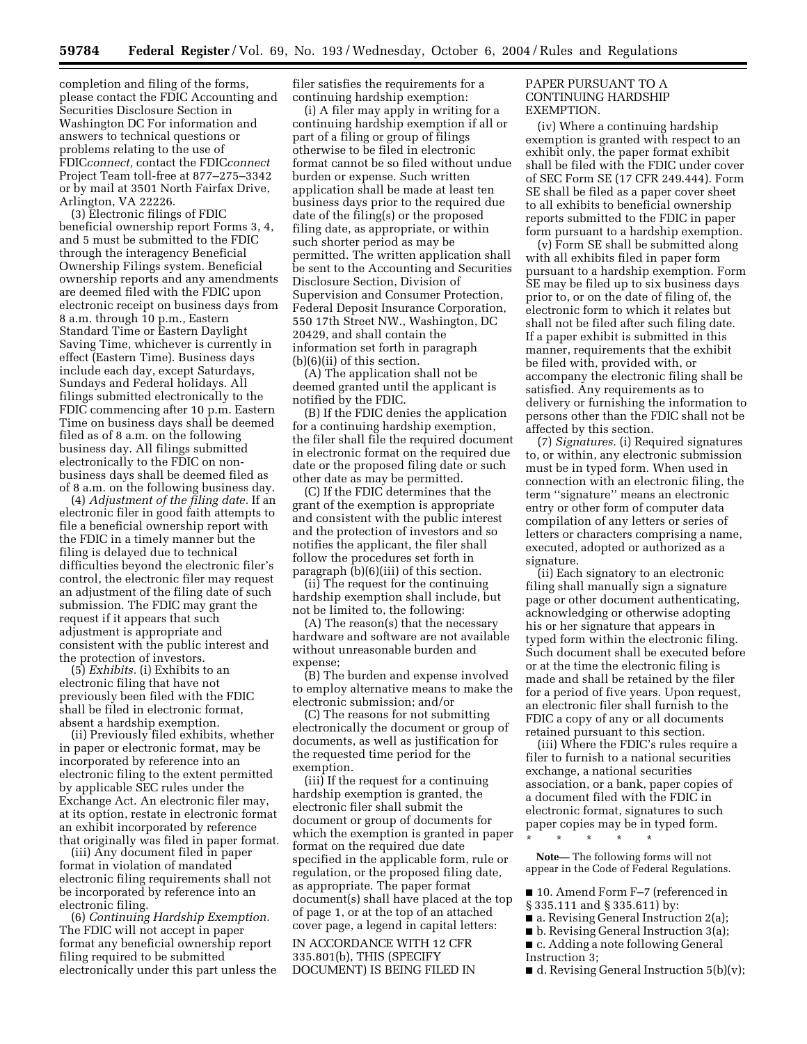completion and filing of the forms, please contact the FDIC Accounting and Securities Disclosure Section in Washington DC For information and answers to technical questions or problems relating to the use of FDIC*connect,* contact the FDIC*connect* Project Team toll-free at 877–275–3342 or by mail at 3501 North Fairfax Drive, Arlington, VA 22226.

(3) Electronic filings of FDIC beneficial ownership report Forms 3, 4, and 5 must be submitted to the FDIC through the interagency Beneficial Ownership Filings system. Beneficial ownership reports and any amendments are deemed filed with the FDIC upon electronic receipt on business days from 8 a.m. through 10 p.m., Eastern Standard Time or Eastern Daylight Saving Time, whichever is currently in effect (Eastern Time). Business days include each day, except Saturdays, Sundays and Federal holidays. All filings submitted electronically to the FDIC commencing after 10 p.m. Eastern Time on business days shall be deemed filed as of 8 a.m. on the following business day. All filings submitted electronically to the FDIC on non-business days shall be deemed filed as of 8 a.m. on the following business day.

(4) *Adjustment of the filing date.* If an electronic filer in good faith attempts to file a beneficial ownership report with the FDIC in a timely manner but the filing is delayed due to technical difficulties beyond the electronic filer's control, the electronic filer may request an adjustment of the filing date of such submission. The FDIC may grant the request if it appears that such adjustment is appropriate and consistent with the public interest and the protection of investors.

(5) *Exhibits.* (i) Exhibits to an electronic filing that have not previously been filed with the FDIC shall be filed in electronic format, absent a hardship exemption.

(ii) Previously filed exhibits, whether in paper or electronic format, may be incorporated by reference into an electronic filing to the extent permitted by applicable SEC rules under the Exchange Act. An electronic filer may, at its option, restate in electronic format an exhibit incorporated by reference that originally was filed in paper format.

(iii) Any document filed in paper format in violation of mandated electronic filing requirements shall not be incorporated by reference into an electronic filing.

(6) *Continuing Hardship Exemption.* The FDIC will not accept in paper format any beneficial ownership report filing required to be submitted electronically under this part unless the filer satisfies the requirements for a continuing hardship exemption:

(i) A filer may apply in writing for a continuing hardship exemption if all or part of a filing or group of filings otherwise to be filed in electronic format cannot be so filed without undue burden or expense. Such written application shall be made at least ten business days prior to the required due date of the filing(s) or the proposed filing date, as appropriate, or within such shorter period as may be permitted. The written application shall be sent to the Accounting and Securities Disclosure Section, Division of Supervision and Consumer Protection, Federal Deposit Insurance Corporation, 550 17th Street NW., Washington, DC 20429, and shall contain the information set forth in paragraph (b)(6)(ii) of this section.

(A) The application shall not be deemed granted until the applicant is notified by the FDIC.

(B) If the FDIC denies the application for a continuing hardship exemption, the filer shall file the required document in electronic format on the required due date or the proposed filing date or such other date as may be permitted.

(C) If the FDIC determines that the grant of the exemption is appropriate and consistent with the public interest and the protection of investors and so notifies the applicant, the filer shall follow the procedures set forth in paragraph (b)(6)(iii) of this section.

(ii) The request for the continuing hardship exemption shall include, but not be limited to, the following:

(A) The reason(s) that the necessary hardware and software are not available without unreasonable burden and expense;

(B) The burden and expense involved to employ alternative means to make the electronic submission; and/or

(C) The reasons for not submitting electronically the document or group of documents, as well as justification for the requested time period for the exemption.

(iii) If the request for a continuing hardship exemption is granted, the electronic filer shall submit the document or group of documents for which the exemption is granted in paper format on the required due date specified in the applicable form, rule or regulation, or the proposed filing date, as appropriate. The paper format document(s) shall have placed at the top of page 1, or at the top of an attached cover page, a legend in capital letters:

IN ACCORDANCE WITH 12 CFR 335.801(b), THIS (SPECIFY DOCUMENT) IS BEING FILED IN PAPER PURSUANT TO A CONTINUING HARDSHIP EXEMPTION.

(iv) Where a continuing hardship exemption is granted with respect to an exhibit only, the paper format exhibit shall be filed with the FDIC under cover of SEC Form SE (17 CFR 249.444). Form SE shall be filed as a paper cover sheet to all exhibits to beneficial ownership reports submitted to the FDIC in paper form pursuant to a hardship exemption.

(v) Form SE shall be submitted along with all exhibits filed in paper form pursuant to a hardship exemption. Form SE may be filed up to six business days prior to, or on the date of filing of, the electronic form to which it relates but shall not be filed after such filing date. If a paper exhibit is submitted in this manner, requirements that the exhibit be filed with, provided with, or accompany the electronic filing shall be satisfied. Any requirements as to delivery or furnishing the information to persons other than the FDIC shall not be affected by this section.

(7) *Signatures.* (i) Required signatures to, or within, any electronic submission must be in typed form. When used in connection with an electronic filing, the term ''signature'' means an electronic entry or other form of computer data compilation of any letters or series of letters or characters comprising a name, executed, adopted or authorized as a signature.

(ii) Each signatory to an electronic filing shall manually sign a signature page or other document authenticating, acknowledging or otherwise adopting his or her signature that appears in typed form within the electronic filing. Such document shall be executed before or at the time the electronic filing is made and shall be retained by the filer for a period of five years. Upon request, an electronic filer shall furnish to the FDIC a copy of any or all documents retained pursuant to this section.

(iii) Where the FDIC's rules require a filer to furnish to a national securities exchange, a national securities association, or a bank, paper copies of a document filed with the FDIC in electronic format, signatures to such paper copies may be in typed form.

\* \* \* \* \*

**Note—** The following forms will not appear in the Code of Federal Regulations.

■ 10. Amend Form F–7 (referenced in § 335.111 and § 335.611) by:

■ a. Revising General Instruction 2(a);

■ b. Revising General Instruction 3(a);

■ c. Adding a note following General Instruction 3;

■ d. Revising General Instruction 5(b)(v);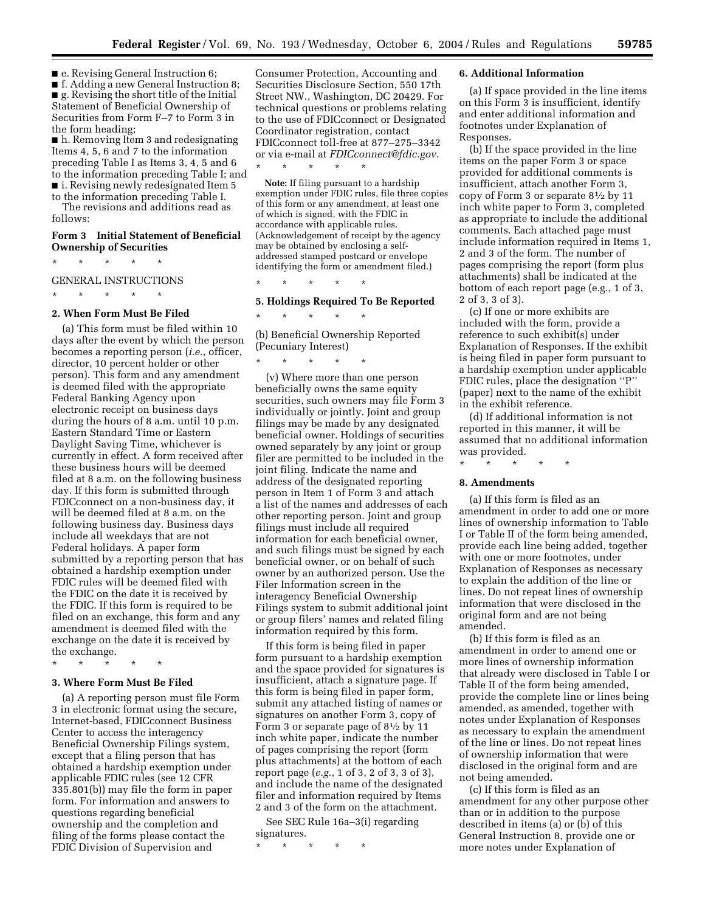■ e. Revising General Instruction 6;

■ f. Adding a new General Instruction 8;

■ g. Revising the short title of the Initial Statement of Beneficial Ownership of Securities from Form F–7 to Form 3 in the form heading;

■ h. Removing Item 3 and redesignating Items 4, 5, 6 and 7 to the information preceding Table I as Items 3, 4, 5 and 6 to the information preceding Table I; and

■ i. Revising newly redesignated Item 5 to the information preceding Table I.

The revisions and additions read as follows:

**Form 3 Initial Statement of Beneficial Ownership of Securities**

\* \* \* \* \*

GENERAL INSTRUCTIONS

\* \* \* \* \*

**2. When Form Must Be Filed**

(a) This form must be filed within 10 days after the event by which the person becomes a reporting person (*i.e.*, officer, director, 10 percent holder or other person). This form and any amendment is deemed filed with the appropriate Federal Banking Agency upon electronic receipt on business days during the hours of 8 a.m. until 10 p.m. Eastern Standard Time or Eastern Daylight Saving Time, whichever is currently in effect. A form received after these business hours will be deemed filed at 8 a.m. on the following business day. If this form is submitted through FDICconnect on a non-business day, it will be deemed filed at 8 a.m. on the following business day. Business days include all weekdays that are not Federal holidays. A paper form submitted by a reporting person that has obtained a hardship exemption under FDIC rules will be deemed filed with the FDIC on the date it is received by the FDIC. If this form is required to be filed on an exchange, this form and any amendment is deemed filed with the exchange on the date it is received by the exchange.

\* \* \* \* \*

**3. Where Form Must Be Filed**

(a) A reporting person must file Form 3 in electronic format using the secure, Internet-based, FDICconnect Business Center to access the interagency Beneficial Ownership Filings system, except that a filing person that has obtained a hardship exemption under applicable FDIC rules (see 12 CFR 335.801(b)) may file the form in paper form. For information and answers to questions regarding beneficial ownership and the completion and filing of the forms please contact the FDIC Division of Supervision and Consumer Protection, Accounting and Securities Disclosure Section, 550 17th Street NW., Washington, DC 20429. For technical questions or problems relating to the use of FDICconnect or Designated Coordinator registration, contact FDICconnect toll-free at 877–275–3342 or via e-mail at *FDICconnect@fdic.gov.*

\* \* \* \* \*

**Note:** If filing pursuant to a hardship exemption under FDIC rules, file three copies of this form or any amendment, at least one of which is signed, with the FDIC in accordance with applicable rules. (Acknowledgement of receipt by the agency may be obtained by enclosing a self-addressed stamped postcard or envelope identifying the form or amendment filed.)

\* \* \* \* \*

**5. Holdings Required To Be Reported**

\* \* \* \* \*

(b) Beneficial Ownership Reported (Pecuniary Interest)

\* \* \* \* \*

(v) Where more than one person beneficially owns the same equity securities, such owners may file Form 3 individually or jointly. Joint and group filings may be made by any designated beneficial owner. Holdings of securities owned separately by any joint or group filer are permitted to be included in the joint filing. Indicate the name and address of the designated reporting person in Item 1 of Form 3 and attach a list of the names and addresses of each other reporting person. Joint and group filings must include all required information for each beneficial owner, and such filings must be signed by each beneficial owner, or on behalf of such owner by an authorized person. Use the Filer Information screen in the interagency Beneficial Ownership Filings system to submit additional joint or group filers' names and related filing information required by this form.

If this form is being filed in paper form pursuant to a hardship exemption and the space provided for signatures is insufficient, attach a signature page. If this form is being filed in paper form, submit any attached listing of names or signatures on another Form 3, copy of Form 3 or separate page of 8½ by 11 inch white paper, indicate the number of pages comprising the report (form plus attachments) at the bottom of each report page (*e.g.*, 1 of 3, 2 of 3, 3 of 3), and include the name of the designated filer and information required by Items 2 and 3 of the form on the attachment.

See SEC Rule 16a–3(i) regarding signatures.

\* \* \* \* \*

**6. Additional Information**

(a) If space provided in the line items on this Form 3 is insufficient, identify and enter additional information and footnotes under Explanation of Responses.

(b) If the space provided in the line items on the paper Form 3 or space provided for additional comments is insufficient, attach another Form 3, copy of Form 3 or separate 8½ by 11 inch white paper to Form 3, completed as appropriate to include the additional comments. Each attached page must include information required in Items 1, 2 and 3 of the form. The number of pages comprising the report (form plus attachments) shall be indicated at the bottom of each report page (e.g., 1 of 3, 2 of 3, 3 of 3).

(c) If one or more exhibits are included with the form, provide a reference to such exhibit(s) under Explanation of Responses. If the exhibit is being filed in paper form pursuant to a hardship exemption under applicable FDIC rules, place the designation ''P'' (paper) next to the name of the exhibit in the exhibit reference.

(d) If additional information is not reported in this manner, it will be assumed that no additional information was provided.

\* \* \* \* \*

**8. Amendments**

(a) If this form is filed as an amendment in order to add one or more lines of ownership information to Table I or Table II of the form being amended, provide each line being added, together with one or more footnotes, under Explanation of Responses as necessary to explain the addition of the line or lines. Do not repeat lines of ownership information that were disclosed in the original form and are not being amended.

(b) If this form is filed as an amendment in order to amend one or more lines of ownership information that already were disclosed in Table I or Table II of the form being amended, provide the complete line or lines being amended, as amended, together with notes under Explanation of Responses as necessary to explain the amendment of the line or lines. Do not repeat lines of ownership information that were disclosed in the original form and are not being amended.

(c) If this form is filed as an amendment for any other purpose other than or in addition to the purpose described in items (a) or (b) of this General Instruction 8, provide one or more notes under Explanation of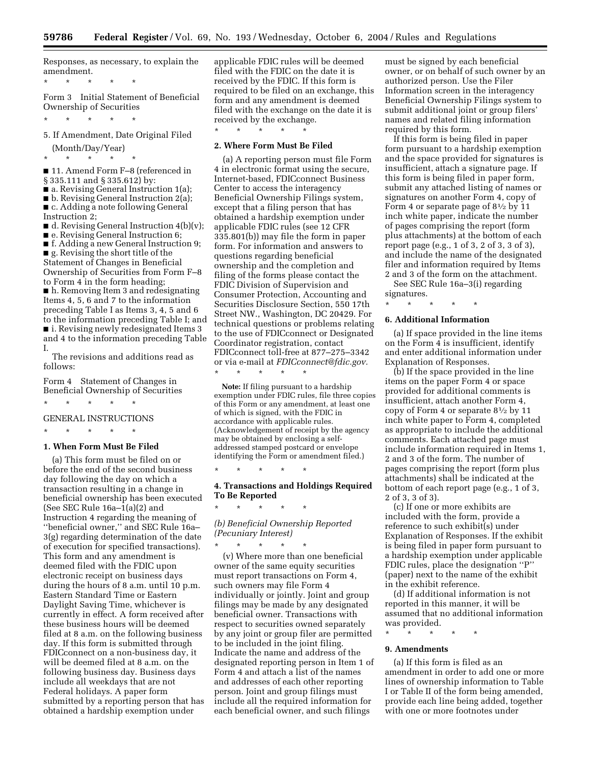Responses, as necessary, to explain the amendment.

\* \* \* \* \*

Form 3 Initial Statement of Beneficial Ownership of Securities

\* \* \* \* \*

5. If Amendment, Date Original Filed (Month/Day/Year)

\* \* \* \* \*

■ 11. Amend Form F–8 (referenced in § 335.111 and § 335.612) by:

■ a. Revising General Instruction 1(a);

■ b. Revising General Instruction 2(a);

■ c. Adding a note following General Instruction 2;

■ d. Revising General Instruction 4(b)(v);

■ e. Revising General Instruction 6;

■ f. Adding a new General Instruction 9;

■ g. Revising the short title of the Statement of Changes in Beneficial Ownership of Securities from Form F–8 to Form 4 in the form heading;

■ h. Removing Item 3 and redesignating Items 4, 5, 6 and 7 to the information preceding Table I as Items 3, 4, 5 and 6 to the information preceding Table I; and

■ i. Revising newly redesignated Items 3 and 4 to the information preceding Table I.

The revisions and additions read as follows:

Form 4 Statement of Changes in Beneficial Ownership of Securities

\* \* \* \* \*

GENERAL INSTRUCTIONS

\* \* \* \* \*

**1. When Form Must Be Filed**

(a) This form must be filed on or before the end of the second business day following the day on which a transaction resulting in a change in beneficial ownership has been executed (See SEC Rule 16a–1(a)(2) and Instruction 4 regarding the meaning of ''beneficial owner,'' and SEC Rule 16a–3(g) regarding determination of the date of execution for specified transactions). This form and any amendment is deemed filed with the FDIC upon electronic receipt on business days during the hours of 8 a.m. until 10 p.m. Eastern Standard Time or Eastern Daylight Saving Time, whichever is currently in effect. A form received after these business hours will be deemed filed at 8 a.m. on the following business day. If this form is submitted through FDICconnect on a non-business day, it will be deemed filed at 8 a.m. on the following business day. Business days include all weekdays that are not Federal holidays. A paper form submitted by a reporting person that has obtained a hardship exemption under applicable FDIC rules will be deemed filed with the FDIC on the date it is received by the FDIC. If this form is required to be filed on an exchange, this form and any amendment is deemed filed with the exchange on the date it is received by the exchange.

\* \* \* \* \*

**2. Where Form Must Be Filed**

(a) A reporting person must file Form 4 in electronic format using the secure, Internet-based, FDICconnect Business Center to access the interagency Beneficial Ownership Filings system, except that a filing person that has obtained a hardship exemption under applicable FDIC rules (see 12 CFR 335.801(b)) may file the form in paper form. For information and answers to questions regarding beneficial ownership and the completion and filing of the forms please contact the FDIC Division of Supervision and Consumer Protection, Accounting and Securities Disclosure Section, 550 17th Street NW., Washington, DC 20429. For technical questions or problems relating to the use of FDICconnect or Designated Coordinator registration, contact FDICconnect toll-free at 877–275–3342 or via e-mail at *FDICconnect@fdic.gov.*

\* \* \* \* \*

**Note:** If filing pursuant to a hardship exemption under FDIC rules, file three copies of this Form or any amendment, at least one of which is signed, with the FDIC in accordance with applicable rules. (Acknowledgement of receipt by the agency may be obtained by enclosing a self-addressed stamped postcard or envelope identifying the Form or amendment filed.)

\* \* \* \* \*

**4. Transactions and Holdings Required To Be Reported**

\* \* \* \* \*

*(b) Beneficial Ownership Reported (Pecuniary Interest)*

\* \* \* \* \*

(v) Where more than one beneficial owner of the same equity securities must report transactions on Form 4, such owners may file Form 4 individually or jointly. Joint and group filings may be made by any designated beneficial owner. Transactions with respect to securities owned separately by any joint or group filer are permitted to be included in the joint filing. Indicate the name and address of the designated reporting person in Item 1 of Form 4 and attach a list of the names and addresses of each other reporting person. Joint and group filings must include all the required information for each beneficial owner, and such filings must be signed by each beneficial owner, or on behalf of such owner by an authorized person. Use the Filer Information screen in the interagency Beneficial Ownership Filings system to submit additional joint or group filers' names and related filing information required by this form.

If this form is being filed in paper form pursuant to a hardship exemption and the space provided for signatures is insufficient, attach a signature page. If this form is being filed in paper form, submit any attached listing of names or signatures on another Form 4, copy of Form 4 or separate page of 8½ by 11 inch white paper, indicate the number of pages comprising the report (form plus attachments) at the bottom of each report page (e.g., 1 of 3, 2 of 3, 3 of 3), and include the name of the designated filer and information required by Items 2 and 3 of the form on the attachment.

See SEC Rule 16a–3(i) regarding signatures.

\* \* \* \* \*

**6. Additional Information**

(a) If space provided in the line items on the Form 4 is insufficient, identify and enter additional information under Explanation of Responses.

(b) If the space provided in the line items on the paper Form 4 or space provided for additional comments is insufficient, attach another Form 4, copy of Form 4 or separate 8½ by 11 inch white paper to Form 4, completed as appropriate to include the additional comments. Each attached page must include information required in Items 1, 2 and 3 of the form. The number of pages comprising the report (form plus attachments) shall be indicated at the bottom of each report page (e.g., 1 of 3, 2 of 3, 3 of 3).

(c) If one or more exhibits are included with the form, provide a reference to such exhibit(s) under Explanation of Responses. If the exhibit is being filed in paper form pursuant to a hardship exemption under applicable FDIC rules, place the designation ''P'' (paper) next to the name of the exhibit in the exhibit reference.

(d) If additional information is not reported in this manner, it will be assumed that no additional information was provided.

\* \* \* \* \*

**9. Amendments**

(a) If this form is filed as an amendment in order to add one or more lines of ownership information to Table I or Table II of the form being amended, provide each line being added, together with one or more footnotes under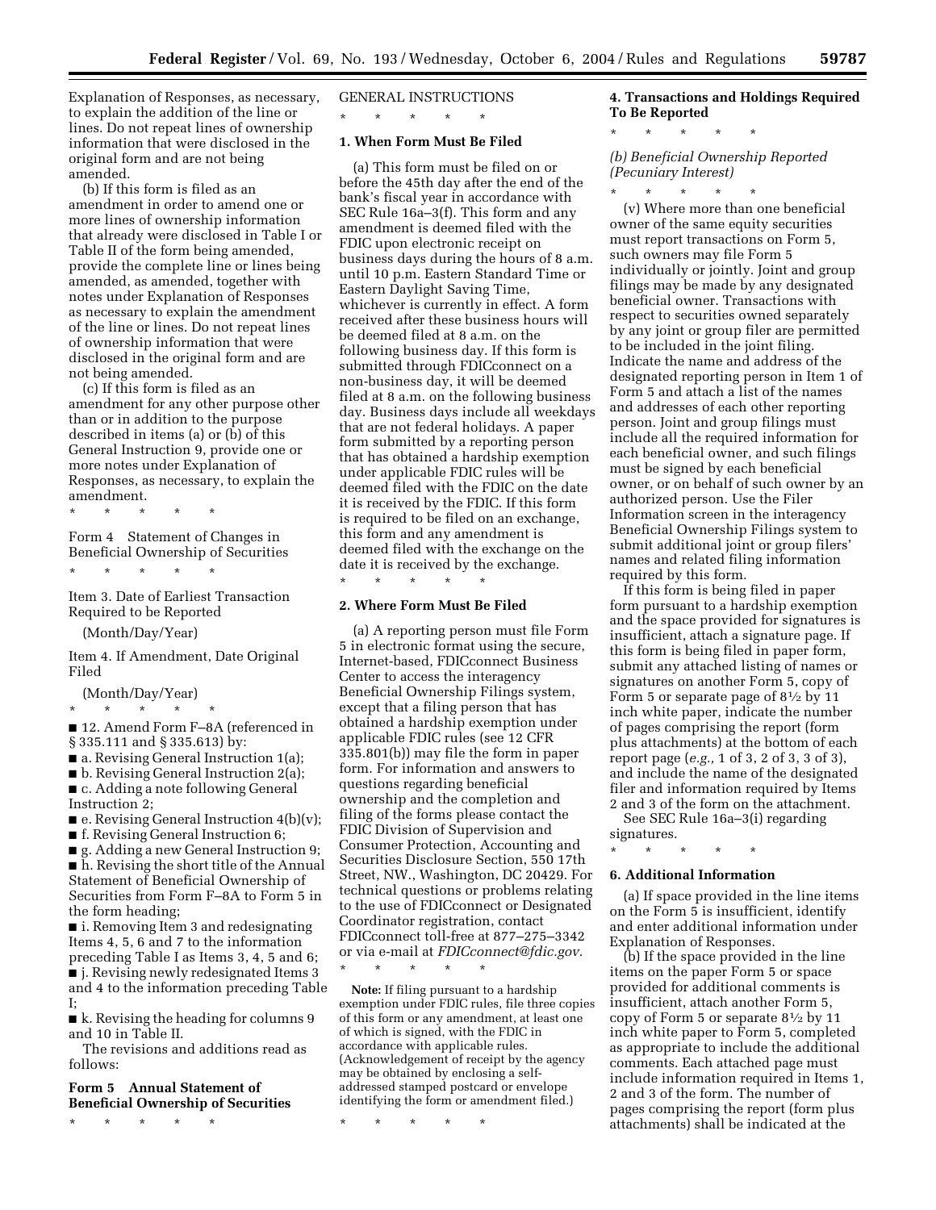Explanation of Responses, as necessary, to explain the addition of the line or lines. Do not repeat lines of ownership information that were disclosed in the original form and are not being amended.

(b) If this form is filed as an amendment in order to amend one or more lines of ownership information that already were disclosed in Table I or Table II of the form being amended, provide the complete line or lines being amended, as amended, together with notes under Explanation of Responses as necessary to explain the amendment of the line or lines. Do not repeat lines of ownership information that were disclosed in the original form and are not being amended.

(c) If this form is filed as an amendment for any other purpose other than or in addition to the purpose described in items (a) or (b) of this General Instruction 9, provide one or more notes under Explanation of Responses, as necessary, to explain the amendment.

\* \* \* \* \*

Form 4 Statement of Changes in Beneficial Ownership of Securities

\* \* \* \* \*

Item 3. Date of Earliest Transaction Required to be Reported

(Month/Day/Year)

Item 4. If Amendment, Date Original Filed

(Month/Day/Year)

\* \* \* \* \*

■ 12. Amend Form F–8A (referenced in § 335.111 and § 335.613) by:

■ a. Revising General Instruction 1(a);

■ b. Revising General Instruction 2(a);

■ c. Adding a note following General Instruction 2;

■ e. Revising General Instruction 4(b)(v);

■ f. Revising General Instruction 6;

■ g. Adding a new General Instruction 9;

■ h. Revising the short title of the Annual Statement of Beneficial Ownership of Securities from Form F–8A to Form 5 in the form heading;

■ i. Removing Item 3 and redesignating Items 4, 5, 6 and 7 to the information preceding Table I as Items 3, 4, 5 and 6;

■ j. Revising newly redesignated Items 3 and 4 to the information preceding Table I;

■ k. Revising the heading for columns 9 and 10 in Table II.

The revisions and additions read as follows:

**Form 5 Annual Statement of Beneficial Ownership of Securities**

\* \* \* \* \*

GENERAL INSTRUCTIONS

\* \* \* \* \*

**1. When Form Must Be Filed**

(a) This form must be filed on or before the 45th day after the end of the bank's fiscal year in accordance with SEC Rule 16a–3(f). This form and any amendment is deemed filed with the FDIC upon electronic receipt on business days during the hours of 8 a.m. until 10 p.m. Eastern Standard Time or Eastern Daylight Saving Time, whichever is currently in effect. A form received after these business hours will be deemed filed at 8 a.m. on the following business day. If this form is submitted through FDICconnect on a non-business day, it will be deemed filed at 8 a.m. on the following business day. Business days include all weekdays that are not federal holidays. A paper form submitted by a reporting person that has obtained a hardship exemption under applicable FDIC rules will be deemed filed with the FDIC on the date it is received by the FDIC. If this form is required to be filed on an exchange, this form and any amendment is deemed filed with the exchange on the date it is received by the exchange.

\* \* \* \* \*

**2. Where Form Must Be Filed**

(a) A reporting person must file Form 5 in electronic format using the secure, Internet-based, FDICconnect Business Center to access the interagency Beneficial Ownership Filings system, except that a filing person that has obtained a hardship exemption under applicable FDIC rules (see 12 CFR 335.801(b)) may file the form in paper form. For information and answers to questions regarding beneficial ownership and the completion and filing of the forms please contact the FDIC Division of Supervision and Consumer Protection, Accounting and Securities Disclosure Section, 550 17th Street, NW., Washington, DC 20429. For technical questions or problems relating to the use of FDICconnect or Designated Coordinator registration, contact FDICconnect toll-free at 877–275–3342 or via e-mail at *FDICconnect@fdic.gov.*

\* \* \* \* \*

**Note:** If filing pursuant to a hardship exemption under FDIC rules, file three copies of this form or any amendment, at least one of which is signed, with the FDIC in accordance with applicable rules. (Acknowledgement of receipt by the agency may be obtained by enclosing a self-addressed stamped postcard or envelope identifying the form or amendment filed.)

\* \* \* \* \*

**4. Transactions and Holdings Required To Be Reported**

\* \* \* \* \*

*(b) Beneficial Ownership Reported (Pecuniary Interest)*

\* \* \* \* \*

(v) Where more than one beneficial owner of the same equity securities must report transactions on Form 5, such owners may file Form 5 individually or jointly. Joint and group filings may be made by any designated beneficial owner. Transactions with respect to securities owned separately by any joint or group filer are permitted to be included in the joint filing. Indicate the name and address of the designated reporting person in Item 1 of Form 5 and attach a list of the names and addresses of each other reporting person. Joint and group filings must include all the required information for each beneficial owner, and such filings must be signed by each beneficial owner, or on behalf of such owner by an authorized person. Use the Filer Information screen in the interagency Beneficial Ownership Filings system to submit additional joint or group filers' names and related filing information required by this form.

If this form is being filed in paper form pursuant to a hardship exemption and the space provided for signatures is insufficient, attach a signature page. If this form is being filed in paper form, submit any attached listing of names or signatures on another Form 5, copy of Form 5 or separate page of 8½ by 11 inch white paper, indicate the number of pages comprising the report (form plus attachments) at the bottom of each report page (*e.g.,* 1 of 3, 2 of 3, 3 of 3), and include the name of the designated filer and information required by Items 2 and 3 of the form on the attachment.

See SEC Rule 16a–3(i) regarding signatures.

\* \* \* \* \*

**6. Additional Information**

(a) If space provided in the line items on the Form 5 is insufficient, identify and enter additional information under Explanation of Responses.

(b) If the space provided in the line items on the paper Form 5 or space provided for additional comments is insufficient, attach another Form 5, copy of Form 5 or separate 8½ by 11 inch white paper to Form 5, completed as appropriate to include the additional comments. Each attached page must include information required in Items 1, 2 and 3 of the form. The number of pages comprising the report (form plus attachments) shall be indicated at the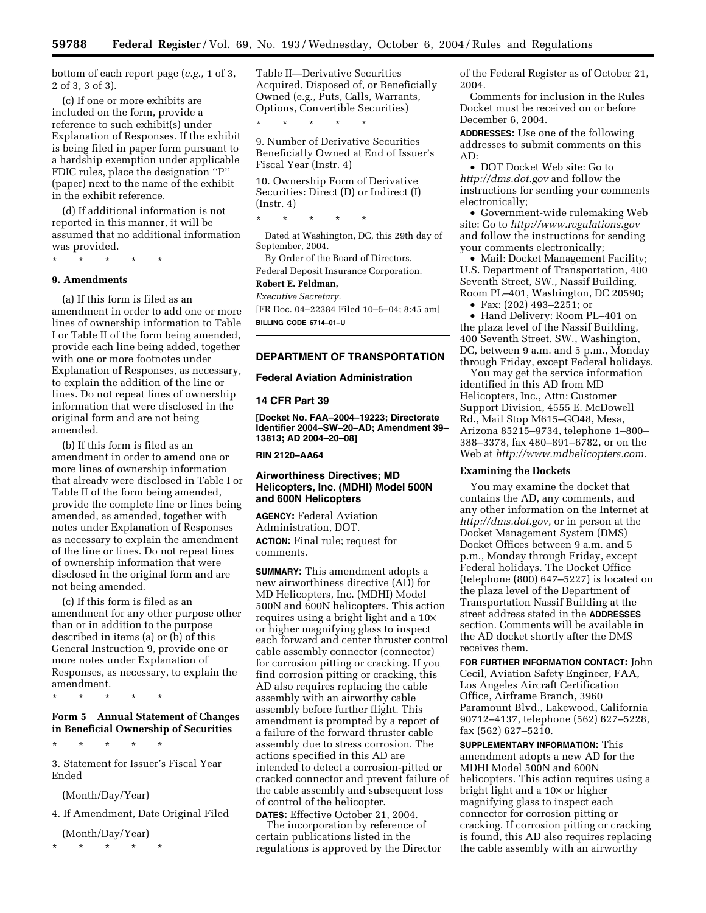bottom of each report page (*e.g.,* 1 of 3, 2 of 3, 3 of 3).

(c) If one or more exhibits are included on the form, provide a reference to such exhibit(s) under Explanation of Responses. If the exhibit is being filed in paper form pursuant to a hardship exemption under applicable FDIC rules, place the designation ''P'' (paper) next to the name of the exhibit in the exhibit reference.

(d) If additional information is not reported in this manner, it will be assumed that no additional information was provided.

\* \* \* \* \*

**9. Amendments**

(a) If this form is filed as an amendment in order to add one or more lines of ownership information to Table I or Table II of the form being amended, provide each line being added, together with one or more footnotes under Explanation of Responses, as necessary, to explain the addition of the line or lines. Do not repeat lines of ownership information that were disclosed in the original form and are not being amended.

(b) If this form is filed as an amendment in order to amend one or more lines of ownership information that already were disclosed in Table I or Table II of the form being amended, provide the complete line or lines being amended, as amended, together with notes under Explanation of Responses as necessary to explain the amendment of the line or lines. Do not repeat lines of ownership information that were disclosed in the original form and are not being amended.

(c) If this form is filed as an amendment for any other purpose other than or in addition to the purpose described in items (a) or (b) of this General Instruction 9, provide one or more notes under Explanation of Responses, as necessary, to explain the amendment.

\* \* \* \* \*

**Form 5 Annual Statement of Changes in Beneficial Ownership of Securities**

\* \* \* \* \*

3. Statement for Issuer's Fiscal Year Ended

(Month/Day/Year)

4. If Amendment, Date Original Filed

(Month/Day/Year)

\* \* \* \* \*

Table II—Derivative Securities Acquired, Disposed of, or Beneficially Owned (e.g., Puts, Calls, Warrants, Options, Convertible Securities)

\* \* \* \* \*

9. Number of Derivative Securities Beneficially Owned at End of Issuer's Fiscal Year (Instr. 4)

10. Ownership Form of Derivative Securities: Direct (D) or Indirect (I) (Instr. 4)

\* \* \* \* \*

Dated at Washington, DC, this 29th day of September, 2004.

By Order of the Board of Directors.

Federal Deposit Insurance Corporation.

**Robert E. Feldman,**

*Executive Secretary.*

[FR Doc. 04–22384 Filed 10–5–04; 8:45 am]

**BILLING CODE 6714–01–U**

## DEPARTMENT OF TRANSPORTATION

### Federal Aviation Administration

### 14 CFR Part 39

**[Docket No. FAA–2004–19223; Directorate Identifier 2004–SW–20–AD; Amendment 39–13813; AD 2004–20–08]**

**RIN 2120–AA64**

### Airworthiness Directives; MD Helicopters, Inc. (MDHI) Model 500N and 600N Helicopters

**AGENCY:** Federal Aviation Administration, DOT.

**ACTION:** Final rule; request for comments.

**SUMMARY:** This amendment adopts a new airworthiness directive (AD) for MD Helicopters, Inc. (MDHI) Model 500N and 600N helicopters. This action requires using a bright light and a 10× or higher magnifying glass to inspect each forward and center thruster control cable assembly connector (connector) for corrosion pitting or cracking. If you find corrosion pitting or cracking, this AD also requires replacing the cable assembly with an airworthy cable assembly before further flight. This amendment is prompted by a report of a failure of the forward thruster cable assembly due to stress corrosion. The actions specified in this AD are intended to detect a corrosion-pitted or cracked connector and prevent failure of the cable assembly and subsequent loss of control of the helicopter.

**DATES:** Effective October 21, 2004.

The incorporation by reference of certain publications listed in the regulations is approved by the Director of the Federal Register as of October 21, 2004.

Comments for inclusion in the Rules Docket must be received on or before December 6, 2004.

**ADDRESSES:** Use one of the following addresses to submit comments on this AD:

- DOT Docket Web site: Go to *http://dms.dot.gov* and follow the instructions for sending your comments electronically;
- Government-wide rulemaking Web site: Go to *http://www.regulations.gov* and follow the instructions for sending your comments electronically;
- Mail: Docket Management Facility; U.S. Department of Transportation, 400 Seventh Street, SW., Nassif Building, Room PL–401, Washington, DC 20590;
- Fax: (202) 493–2251; or
- Hand Delivery: Room PL–401 on the plaza level of the Nassif Building, 400 Seventh Street, SW., Washington, DC, between 9 a.m. and 5 p.m., Monday through Friday, except Federal holidays.

You may get the service information identified in this AD from MD Helicopters, Inc., Attn: Customer Support Division, 4555 E. McDowell Rd., Mail Stop M615–GO48, Mesa, Arizona 85215–9734, telephone 1–800–388–3378, fax 480–891–6782, or on the Web at *http://www.mdhelicopters.com.*

**Examining the Dockets**

You may examine the docket that contains the AD, any comments, and any other information on the Internet at *http://dms.dot.gov,* or in person at the Docket Management System (DMS) Docket Offices between 9 a.m. and 5 p.m., Monday through Friday, except Federal holidays. The Docket Office (telephone (800) 647–5227) is located on the plaza level of the Department of Transportation Nassif Building at the street address stated in the **ADDRESSES** section. Comments will be available in the AD docket shortly after the DMS receives them.

**FOR FURTHER INFORMATION CONTACT:** John Cecil, Aviation Safety Engineer, FAA, Los Angeles Aircraft Certification Office, Airframe Branch, 3960 Paramount Blvd., Lakewood, California 90712–4137, telephone (562) 627–5228, fax (562) 627–5210.

**SUPPLEMENTARY INFORMATION:** This amendment adopts a new AD for the MDHI Model 500N and 600N helicopters. This action requires using a bright light and a 10× or higher magnifying glass to inspect each connector for corrosion pitting or cracking. If corrosion pitting or cracking is found, this AD also requires replacing the cable assembly with an airworthy